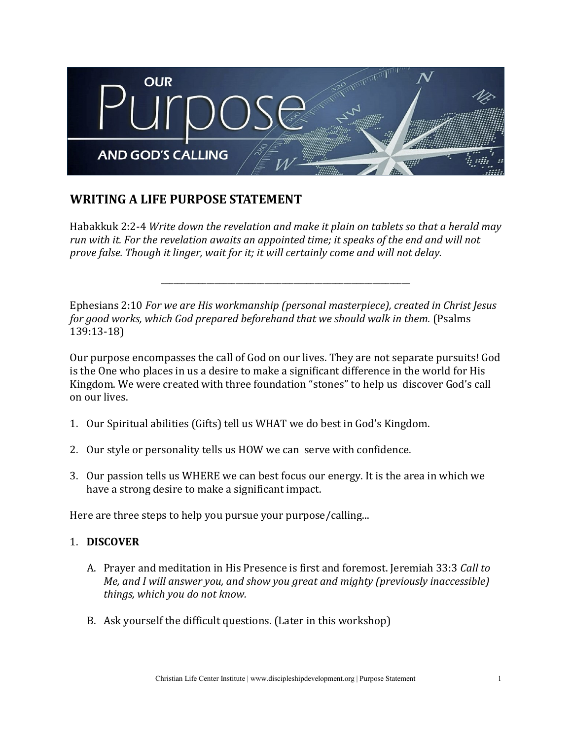# OUR Purpose AND GOD'S CALLING

## WRITING A LIFE PURPOSE STATEMENT

Habakkuk 2:2-4 *Write down the revelation and make it plain on tablets so that a herald may run with it. For the revelation awaits an appointed time; it speaks of the end and will not prove false. Though it linger, wait for it; it will certainly come and will not delay.*

---

Ephesians 2:10 *For we are His workmanship (personal masterpiece), created in Christ Jesus for good works, which God prepared beforehand that we should walk in them.* (Psalms 139:13-18)

Our purpose encompasses the call of God on our lives. They are not separate pursuits! God is the One who places in us a desire to make a significant difference in the world for His Kingdom. We were created with three foundation "stones" to help us discover God's call on our lives.

1. Our Spiritual abilities (Gifts) tell us WHAT we do best in God's Kingdom.

2. Our style or personality tells us HOW we can serve with confidence.

3. Our passion tells us WHERE we can best focus our energy. It is the area in which we have a strong desire to make a significant impact.

Here are three steps to help you pursue your purpose/calling...

1. **DISCOVER**

   A. Prayer and meditation in His Presence is first and foremost. Jeremiah 33:3 *Call to Me, and I will answer you, and show you great and mighty (previously inaccessible) things, which you do not know.*

   B. Ask yourself the difficult questions. (Later in this workshop)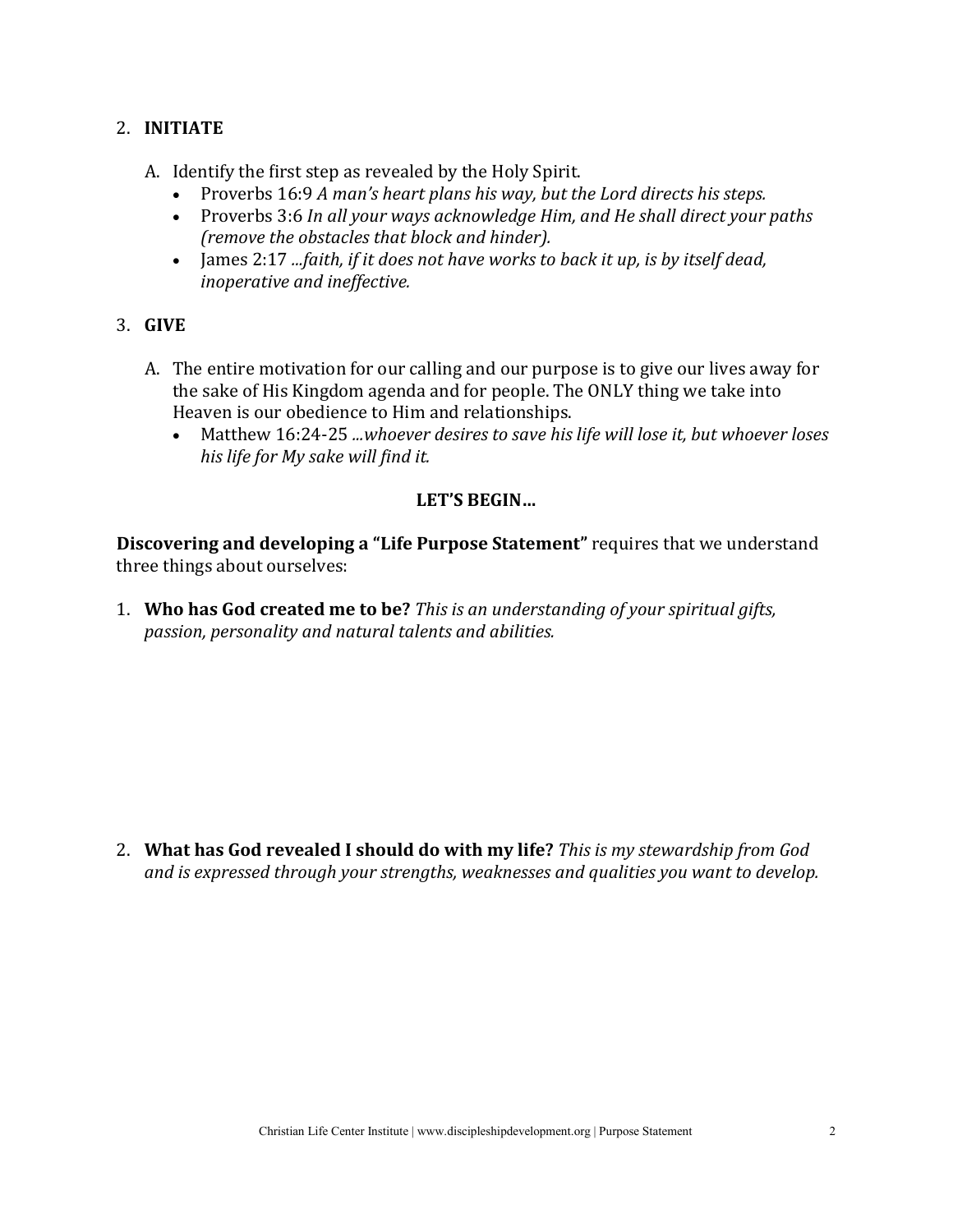2. **INITIATE**

   A. Identify the first step as revealed by the Holy Spirit.
      - Proverbs 16:9 *A man's heart plans his way, but the Lord directs his steps.*
      - Proverbs 3:6 *In all your ways acknowledge Him, and He shall direct your paths (remove the obstacles that block and hinder).*
      - James 2:17 *...faith, if it does not have works to back it up, is by itself dead, inoperative and ineffective.*

3. **GIVE**

   A. The entire motivation for our calling and our purpose is to give our lives away for the sake of His Kingdom agenda and for people. The ONLY thing we take into Heaven is our obedience to Him and relationships.
      - Matthew 16:24-25 *...whoever desires to save his life will lose it, but whoever loses his life for My sake will find it.*

**LET'S BEGIN…**

**Discovering and developing a "Life Purpose Statement"** requires that we understand three things about ourselves:

1. **Who has God created me to be?** *This is an understanding of your spiritual gifts, passion, personality and natural talents and abilities.*

2. **What has God revealed I should do with my life?** *This is my stewardship from God and is expressed through your strengths, weaknesses and qualities you want to develop.*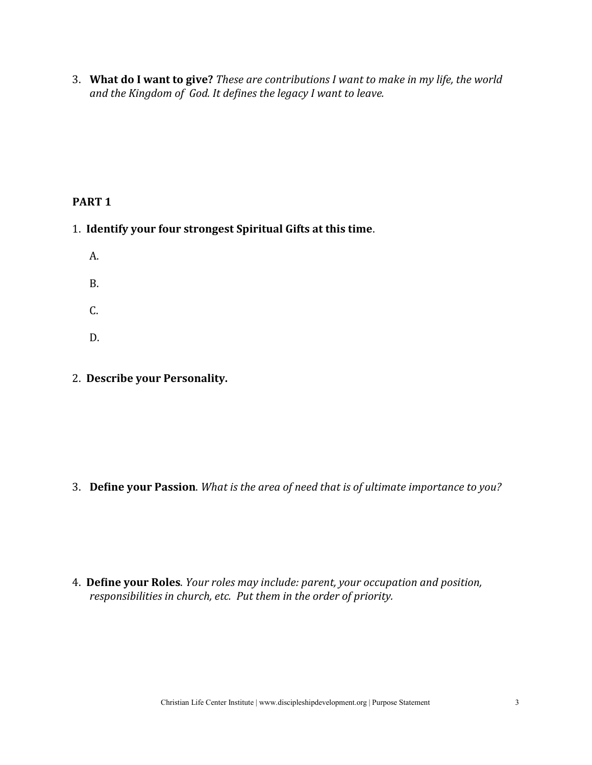3. **What do I want to give?** *These are contributions I want to make in my life, the world and the Kingdom of God. It defines the legacy I want to leave.*

## PART 1

1. **Identify your four strongest Spiritual Gifts at this time**.

   A.

   B.

   C.

   D.

2. **Describe your Personality.**

3. **Define your Passion**. *What is the area of need that is of ultimate importance to you?*

4. **Define your Roles**. *Your roles may include: parent, your occupation and position, responsibilities in church, etc. Put them in the order of priority.*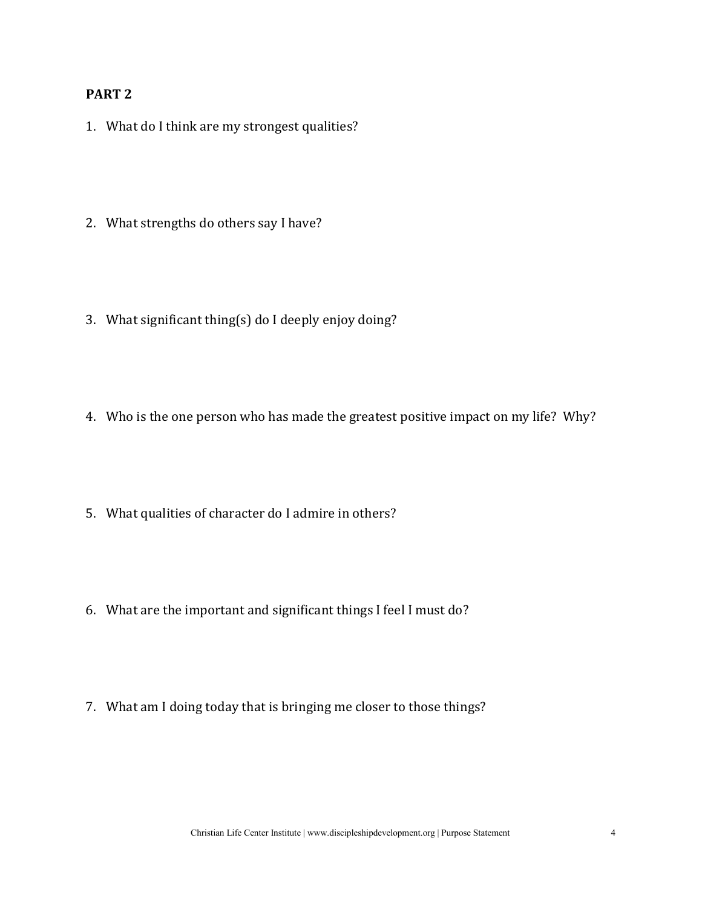**PART 2**

1. What do I think are my strongest qualities?

2. What strengths do others say I have?

3. What significant thing(s) do I deeply enjoy doing?

4. Who is the one person who has made the greatest positive impact on my life? Why?

5. What qualities of character do I admire in others?

6. What are the important and significant things I feel I must do?

7. What am I doing today that is bringing me closer to those things?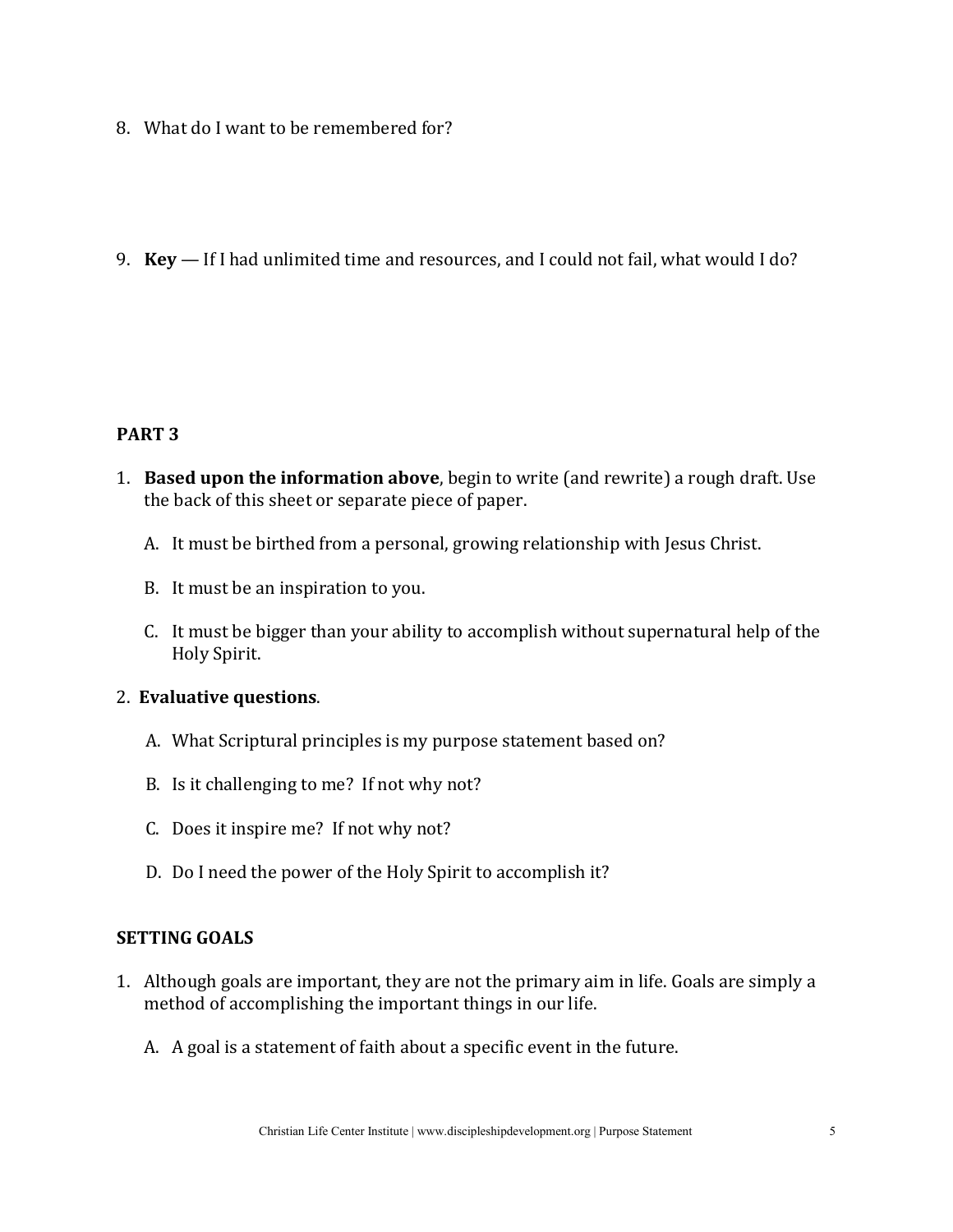8. What do I want to be remembered for?

9. **Key** — If I had unlimited time and resources, and I could not fail, what would I do?

### PART 3

1. **Based upon the information above**, begin to write (and rewrite) a rough draft. Use the back of this sheet or separate piece of paper.

    A. It must be birthed from a personal, growing relationship with Jesus Christ.

    B. It must be an inspiration to you.

    C. It must be bigger than your ability to accomplish without supernatural help of the Holy Spirit.

2. **Evaluative questions**.

    A. What Scriptural principles is my purpose statement based on?

    B. Is it challenging to me? If not why not?

    C. Does it inspire me? If not why not?

    D. Do I need the power of the Holy Spirit to accomplish it?

### SETTING GOALS

1. Although goals are important, they are not the primary aim in life. Goals are simply a method of accomplishing the important things in our life.

    A. A goal is a statement of faith about a specific event in the future.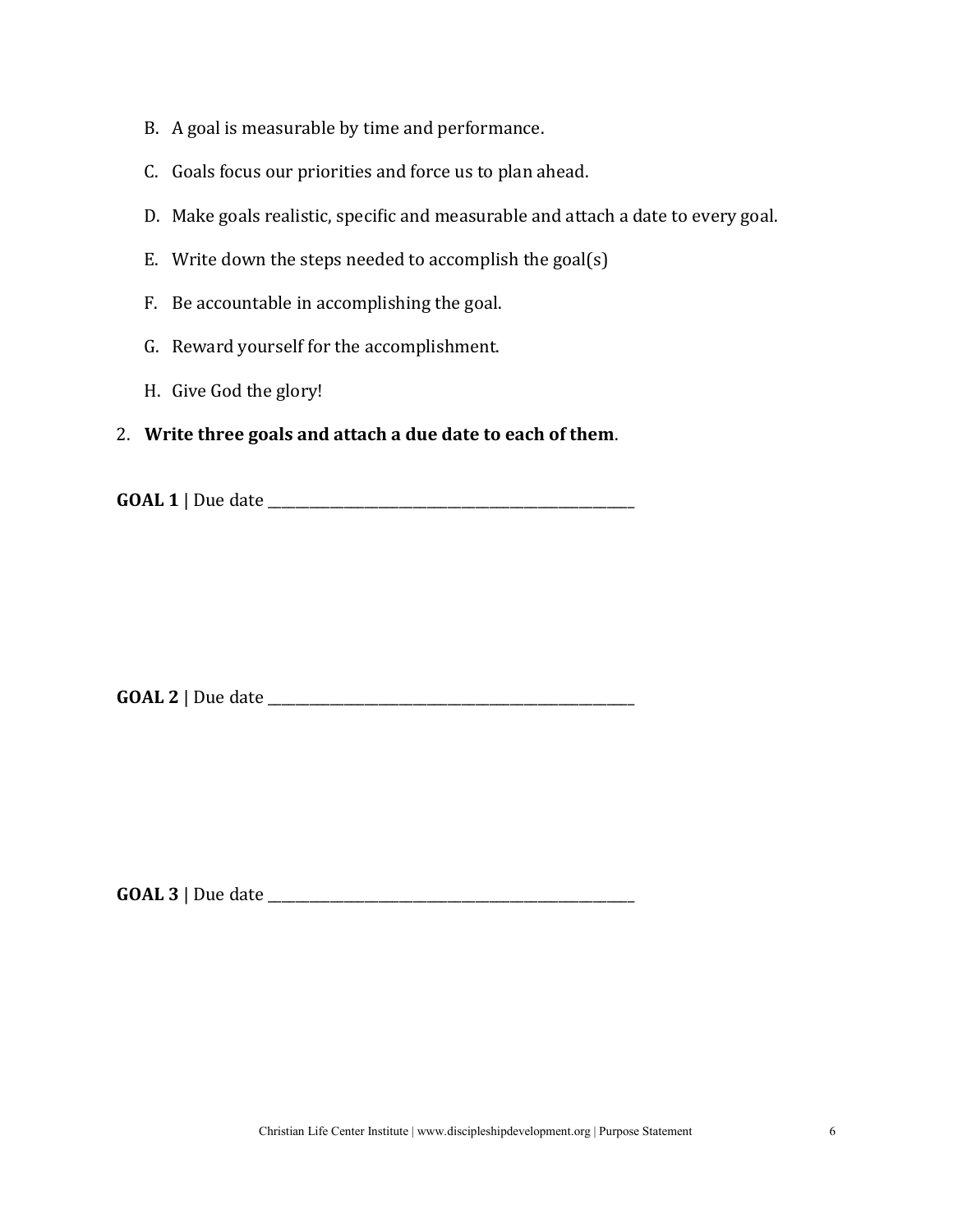B. A goal is measurable by time and performance.

C. Goals focus our priorities and force us to plan ahead.

D. Make goals realistic, specific and measurable and attach a date to every goal.

E. Write down the steps needed to accomplish the goal(s)

F. Be accountable in accomplishing the goal.

G. Reward yourself for the accomplishment.

H. Give God the glory!

2. **Write three goals and attach a due date to each of them**.

**GOAL 1 |** Due date ___________________________________________

**GOAL 2 |** Due date ___________________________________________

**GOAL 3 |** Due date ___________________________________________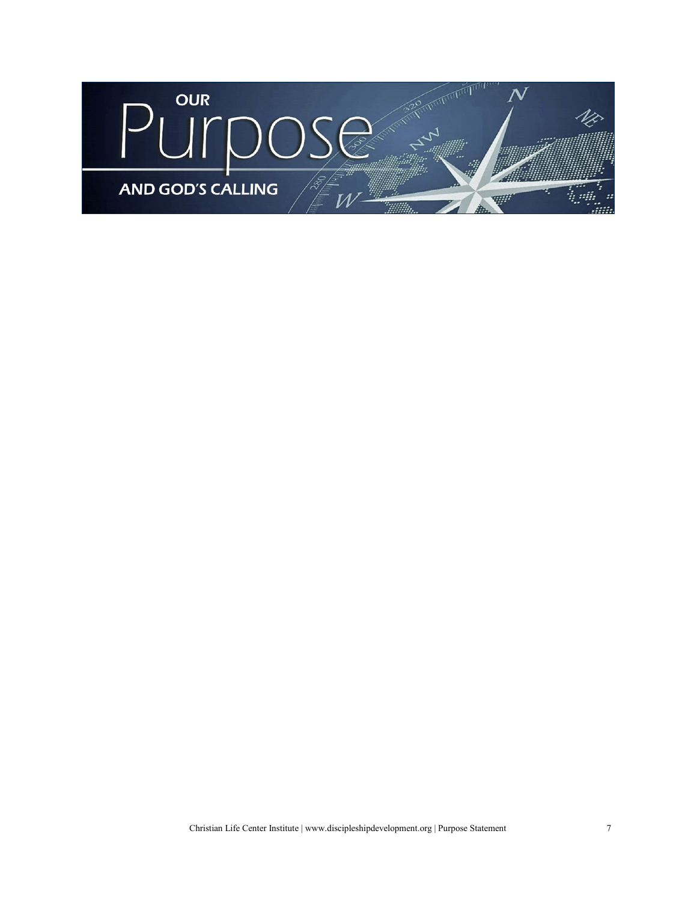# OUR Purpose AND GOD'S CALLING